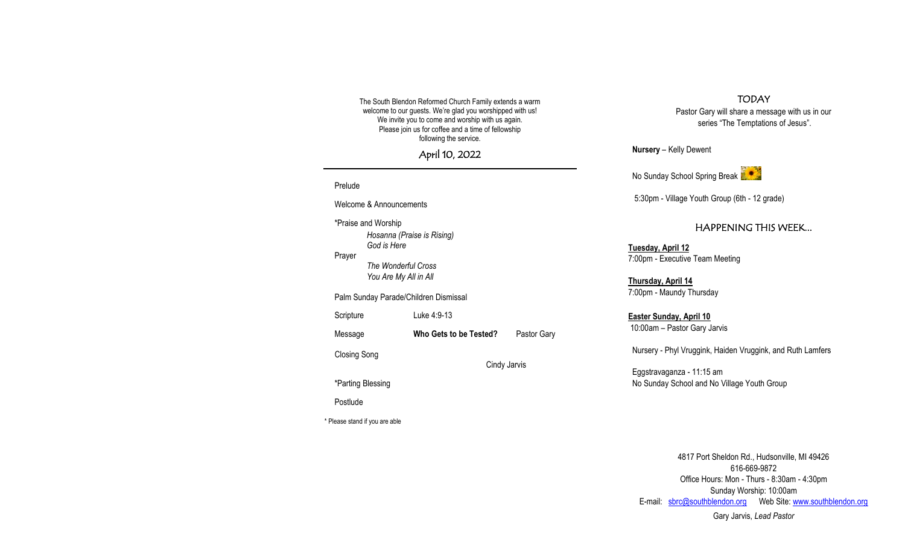The South Blendon Reformed Church Family extends a warm welcome to our guests. We're glad you worshipped with us! We invite you to come and worship with us again. Please join us for coffee and a time of fellowship following the service.

## April 10, 2022

---

Prelude

Welcome & Announcements

*Praise and Worship
*Hosanna (Praise is Rising)*
*God is Here*

Prayer
*The Wonderful Cross*
*You Are My All in All*

Palm Sunday Parade/Children Dismissal

Scripture — Luke 4:9-13

Message — **Who Gets to be Tested?** — Pastor Gary

Closing Song — Cindy Jarvis

*Parting Blessing

Postlude

* Please stand if you are able

## TODAY

Pastor Gary will share a message with us in our series "The Temptations of Jesus".

**Nursery** – Kelly Dewent

No Sunday School Spring Break

5:30pm - Village Youth Group (6th - 12 grade)

## HAPPENING THIS WEEK...

**Tuesday, April 12**
7:00pm - Executive Team Meeting

**Thursday, April 14**
7:00pm - Maundy Thursday

**Easter Sunday, April 10**
10:00am – Pastor Gary Jarvis

Nursery - Phyl Vruggink, Haiden Vruggink, and Ruth Lamfers

Eggstravaganza - 11:15 am
No Sunday School and No Village Youth Group

4817 Port Sheldon Rd., Hudsonville, MI 49426
616-669-9872
Office Hours: Mon - Thurs - 8:30am - 4:30pm
Sunday Worship: 10:00am
E-mail: sbrc@southblendon.org Web Site: www.southblendon.org

Gary Jarvis, *Lead Pastor*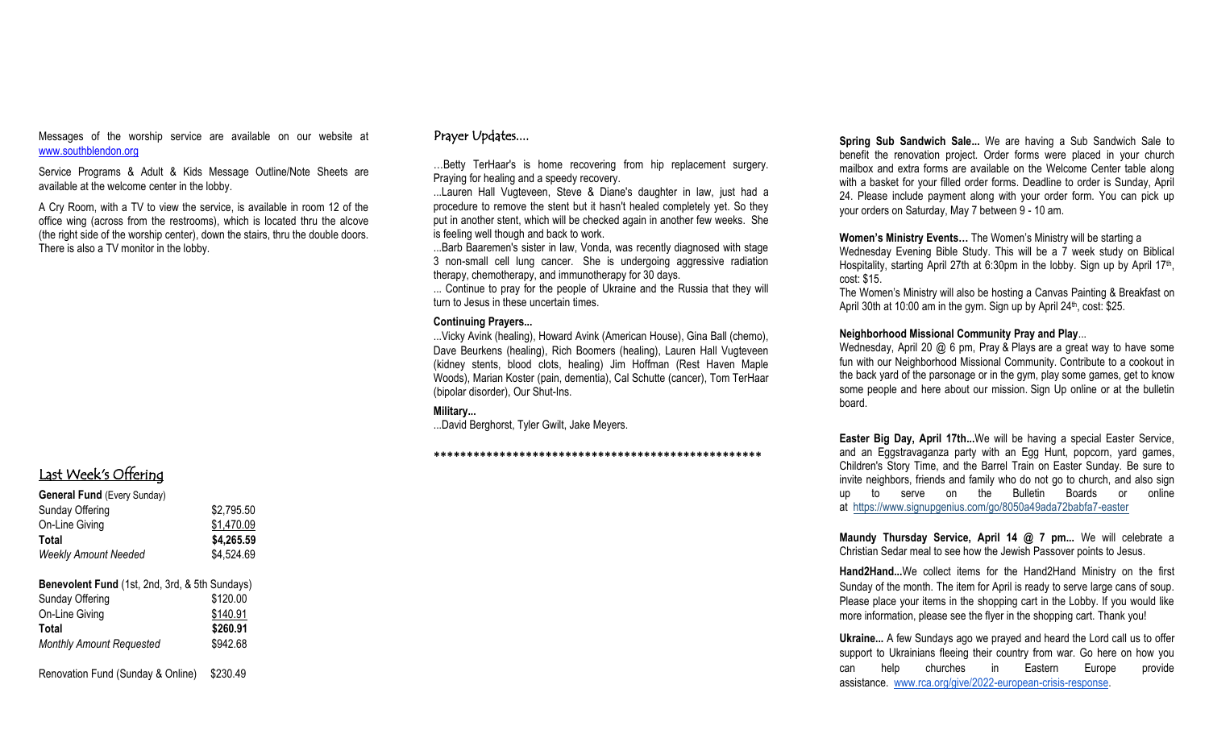Messages of the worship service are available on our website at www.southblendon.org

Service Programs & Adult & Kids Message Outline/Note Sheets are available at the welcome center in the lobby.

A Cry Room, with a TV to view the service, is available in room 12 of the office wing (across from the restrooms), which is located thru the alcove (the right side of the worship center), down the stairs, thru the double doors. There is also a TV monitor in the lobby.

## Last Week's Offering

| | |
|---|---|
| **General Fund** (Every Sunday) | |
| Sunday Offering | $2,795.50 |
| On-Line Giving | $1,470.09 |
| **Total** | **$4,265.59** |
| *Weekly Amount Needed* | $4,524.69 |
| | |
| **Benevolent Fund** (1st, 2nd, 3rd, & 5th Sundays) | |
| Sunday Offering | $120.00 |
| On-Line Giving | $140.91 |
| **Total** | **$260.91** |
| *Monthly Amount Requested* | $942.68 |
| | |
| Renovation Fund (Sunday & Online) | $230.49 |

## Prayer Updates....

…Betty TerHaar's is home recovering from hip replacement surgery. Praying for healing and a speedy recovery.

...Lauren Hall Vugteveen, Steve & Diane's daughter in law, just had a procedure to remove the stent but it hasn't healed completely yet. So they put in another stent, which will be checked again in another few weeks. She is feeling well though and back to work.

...Barb Baaremen's sister in law, Vonda, was recently diagnosed with stage 3 non-small cell lung cancer. She is undergoing aggressive radiation therapy, chemotherapy, and immunotherapy for 30 days.

... Continue to pray for the people of Ukraine and the Russia that they will turn to Jesus in these uncertain times.

**Continuing Prayers...**

...Vicky Avink (healing), Howard Avink (American House), Gina Ball (chemo), Dave Beurkens (healing), Rich Boomers (healing), Lauren Hall Vugteveen (kidney stents, blood clots, healing) Jim Hoffman (Rest Haven Maple Woods), Marian Koster (pain, dementia), Cal Schutte (cancer), Tom TerHaar (bipolar disorder), Our Shut-Ins.

**Military...**

...David Berghorst, Tyler Gwilt, Jake Meyers.

***************************************************

**Spring Sub Sandwich Sale...** We are having a Sub Sandwich Sale to benefit the renovation project. Order forms were placed in your church mailbox and extra forms are available on the Welcome Center table along with a basket for your filled order forms. Deadline to order is Sunday, April 24. Please include payment along with your order form. You can pick up your orders on Saturday, May 7 between 9 - 10 am.

**Women's Ministry Events…** The Women's Ministry will be starting a Wednesday Evening Bible Study. This will be a 7 week study on Biblical Hospitality, starting April 27th at 6:30pm in the lobby. Sign up by April 17th, cost: $15.

The Women's Ministry will also be hosting a Canvas Painting & Breakfast on April 30th at 10:00 am in the gym. Sign up by April 24th, cost: $25.

**Neighborhood Missional Community Pray and Play**...

Wednesday, April 20 @ 6 pm, Pray & Plays are a great way to have some fun with our Neighborhood Missional Community. Contribute to a cookout in the back yard of the parsonage or in the gym, play some games, get to know some people and here about our mission. Sign Up online or at the bulletin board.

**Easter Big Day, April 17th...**We will be having a special Easter Service, and an Eggstravaganza party with an Egg Hunt, popcorn, yard games, Children's Story Time, and the Barrel Train on Easter Sunday. Be sure to invite neighbors, friends and family who do not go to church, and also sign up to serve on the Bulletin Boards or online at https://www.signupgenius.com/go/8050a49ada72babfa7-easter

**Maundy Thursday Service, April 14 @ 7 pm...** We will celebrate a Christian Sedar meal to see how the Jewish Passover points to Jesus.

**Hand2Hand...**We collect items for the Hand2Hand Ministry on the first Sunday of the month. The item for April is ready to serve large cans of soup. Please place your items in the shopping cart in the Lobby. If you would like more information, please see the flyer in the shopping cart. Thank you!

**Ukraine...** A few Sundays ago we prayed and heard the Lord call us to offer support to Ukrainians fleeing their country from war. Go here on how you can help churches in Eastern Europe provide assistance. www.rca.org/give/2022-european-crisis-response.